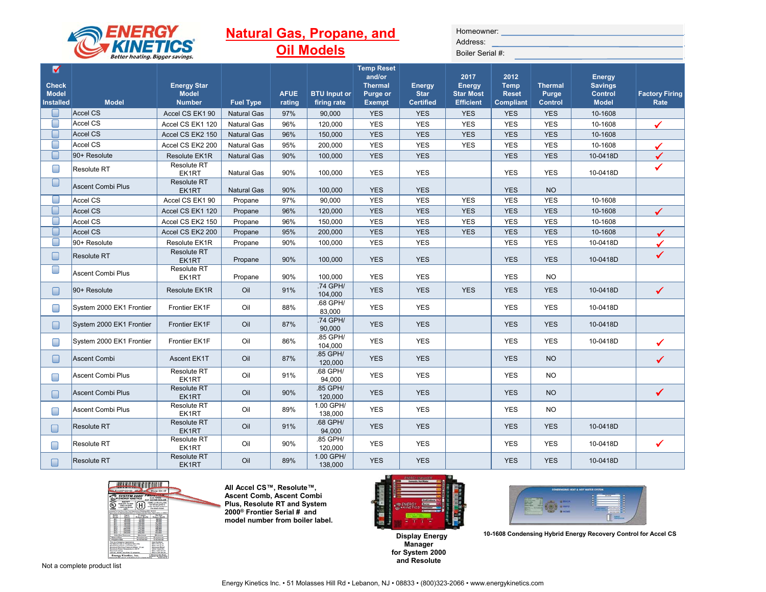**ENERGY KINETICS** — *Better heating. Bigger savings.*

# Natural Gas, Propane, and Oil Models

Homeowner: ______________________

Address: ______________________

Boiler Serial #: ______________________

| ✓ Check Model Installed | Model | Energy Star Model Number | Fuel Type | AFUE rating | BTU Input or firing rate | Temp Reset and/or Thermal Purge or Exempt | Energy Star Certified | 2017 Energy Star Most Efficient | 2012 Temp Reset Compliant | Thermal Purge Control | Energy Savings Control Model | Factory Firing Rate |
|---|---|---|---|---|---|---|---|---|---|---|---|---|
| ☐ | Accel CS | Accel CS EK1 90 | Natural Gas | 97% | 90,000 | YES | YES | YES | YES | YES | 10-1608 | |
| ☐ | Accel CS | Accel CS EK1 120 | Natural Gas | 96% | 120,000 | YES | YES | YES | YES | YES | 10-1608 | ✓ |
| ☐ | Accel CS | Accel CS EK2 150 | Natural Gas | 96% | 150,000 | YES | YES | YES | YES | YES | 10-1608 | |
| ☐ | Accel CS | Accel CS EK2 200 | Natural Gas | 95% | 200,000 | YES | YES | YES | YES | YES | 10-1608 | ✓ |
| ☐ | 90+ Resolute | Resolute EK1R | Natural Gas | 90% | 100,000 | YES | YES | | YES | YES | 10-0418D | ✓ |
| ☐ | Resolute RT | Resolute RT EK1RT | Natural Gas | 90% | 100,000 | YES | YES | | YES | YES | 10-0418D | ✓ |
| ☐ | Ascent Combi Plus | Resolute RT EK1RT | Natural Gas | 90% | 100,000 | YES | YES | | YES | NO | | |
| ☐ | Accel CS | Accel CS EK1 90 | Propane | 97% | 90,000 | YES | YES | YES | YES | YES | 10-1608 | |
| ☐ | Accel CS | Accel CS EK1 120 | Propane | 96% | 120,000 | YES | YES | YES | YES | YES | 10-1608 | ✓ |
| ☐ | Accel CS | Accel CS EK2 150 | Propane | 96% | 150,000 | YES | YES | YES | YES | YES | 10-1608 | |
| ☐ | Accel CS | Accel CS EK2 200 | Propane | 95% | 200,000 | YES | YES | YES | YES | YES | 10-1608 | ✓ |
| ☐ | 90+ Resolute | Resolute EK1R | Propane | 90% | 100,000 | YES | YES | | YES | YES | 10-0418D | ✓ |
| ☐ | Resolute RT | Resolute RT EK1RT | Propane | 90% | 100,000 | YES | YES | | YES | YES | 10-0418D | ✓ |
| ☐ | Ascent Combi Plus | Resolute RT EK1RT | Propane | 90% | 100,000 | YES | YES | | YES | NO | | |
| ☐ | 90+ Resolute | Resolute EK1R | Oil | 91% | .74 GPH/ 104,000 | YES | YES | YES | YES | YES | 10-0418D | ✓ |
| ☐ | System 2000 EK1 Frontier | Frontier EK1F | Oil | 88% | .68 GPH/ 83,000 | YES | YES | | YES | YES | 10-0418D | |
| ☐ | System 2000 EK1 Frontier | Frontier EK1F | Oil | 87% | .74 GPH/ 90,000 | YES | YES | | YES | YES | 10-0418D | |
| ☐ | System 2000 EK1 Frontier | Frontier EK1F | Oil | 86% | .85 GPH/ 104,000 | YES | YES | | YES | YES | 10-0418D | ✓ |
| ☐ | Ascent Combi | Ascent EK1T | Oil | 87% | .85 GPH/ 120,000 | YES | YES | | YES | NO | | ✓ |
| ☐ | Ascent Combi Plus | Resolute RT EK1RT | Oil | 91% | .68 GPH/ 94,000 | YES | YES | | YES | NO | | |
| ☐ | Ascent Combi Plus | Resolute RT EK1RT | Oil | 90% | .85 GPH/ 120,000 | YES | YES | | YES | NO | | ✓ |
| ☐ | Ascent Combi Plus | Resolute RT EK1RT | Oil | 89% | 1.00 GPH/ 138,000 | YES | YES | | YES | NO | | |
| ☐ | Resolute RT | Resolute RT EK1RT | Oil | 91% | .68 GPH/ 94,000 | YES | YES | | YES | YES | 10-0418D | |
| ☐ | Resolute RT | Resolute RT EK1RT | Oil | 90% | .85 GPH/ 120,000 | YES | YES | | YES | YES | 10-0418D | ✓ |
| ☐ | Resolute RT | Resolute RT EK1RT | Oil | 89% | 1.00 GPH/ 138,000 | YES | YES | | YES | YES | 10-0418D | |

**All Accel CS™, Resolute™, Ascent Comb, Ascent Combi Plus, Resolute RT and System 2000® Frontier Serial # and model number from boiler label.**

**Display Energy Manager for System 2000 and Resolute**

**10-1608 Condensing Hybrid Energy Recovery Control for Accel CS**

Not a complete product list

Energy Kinetics Inc. • 51 Molasses Hill Rd • Lebanon, NJ • 08833 • (800)323-2066 • www.energykinetics.com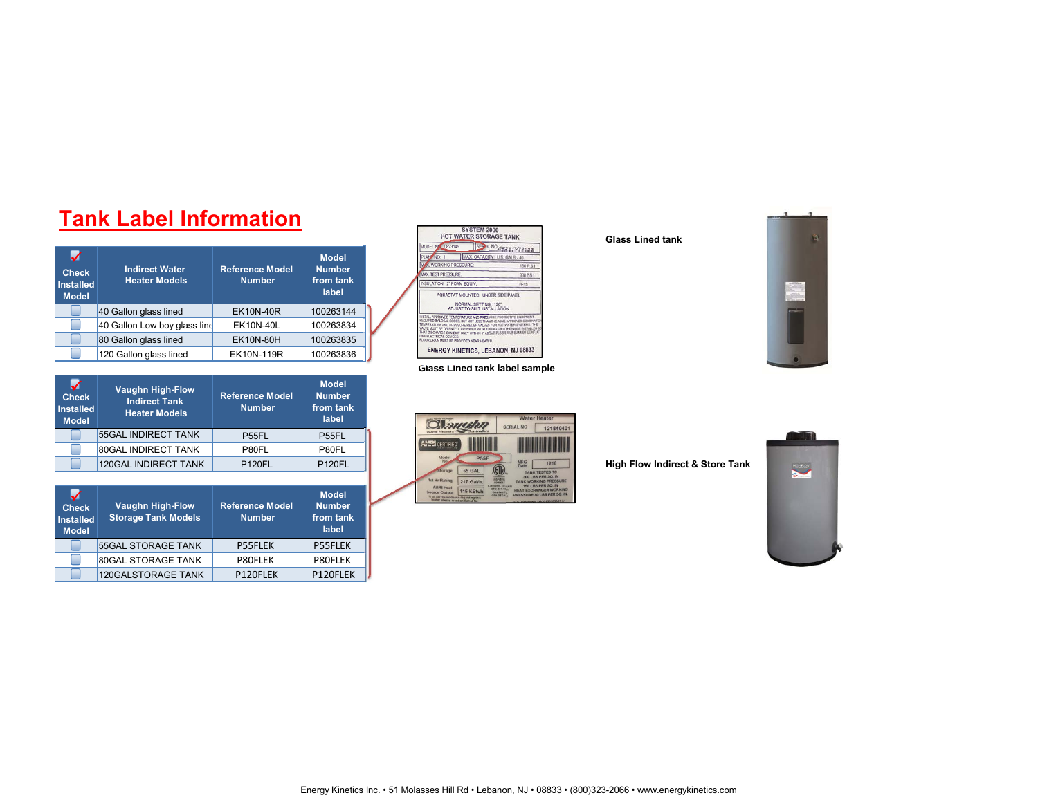# Tank Label Information

| Check Installed Model | Indirect Water Heater Models | Reference Model Number | Model Number from tank label |
|---|---|---|---|
| ☐ | 40 Gallon glass lined | EK10N-40R | 100263144 |
| ☐ | 40 Gallon Low boy glass line | EK10N-40L | 100263834 |
| ☐ | 80 Gallon glass lined | EK10N-80H | 100263835 |
| ☐ | 120 Gallon glass lined | EK10N-119R | 100263836 |

| Check Installed Model | Vaughn High-Flow Indirect Tank Heater Models | Reference Model Number | Model Number from tank label |
|---|---|---|---|
| ☐ | 55GAL INDIRECT TANK | P55FL | P55FL |
| ☐ | 80GAL INDIRECT TANK | P80FL | P80FL |
| ☐ | 120GAL INDIRECT TANK | P120FL | P120FL |

| Check Installed Model | Vaughn High-Flow Storage Tank Models | Reference Model Number | Model Number from tank label |
|---|---|---|---|
| ☐ | 55GAL STORAGE TANK | P55FLEK | P55FLEK |
| ☐ | 80GAL STORAGE TANK | P80FLEK | P80FLEK |
| ☐ | 120GALSTORAGE TANK | P120FLEK | P120FLEK |

Glass Lined tank label sample

Glass Lined tank

High Flow Indirect & Store Tank

Energy Kinetics Inc. • 51 Molasses Hill Rd • Lebanon, NJ • 08833 • (800)323-2066 • www.energykinetics.com